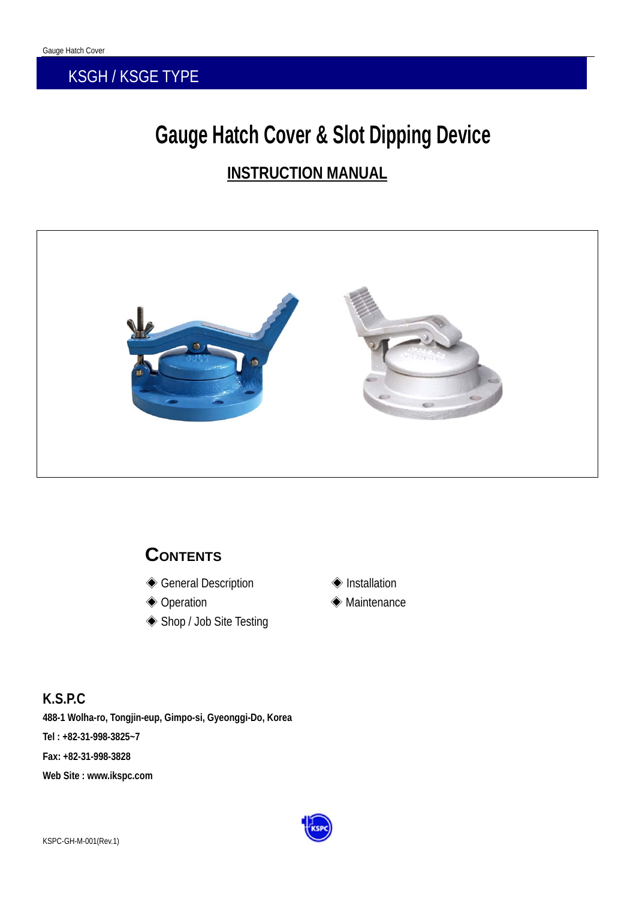## KSGH / KSGE TYPE

# Gauge Hatch Cover & Slot Dipping Device

## INSTRUCTION MANUAL

## CONTENTS

- ◈ General Description
- ◈ Operation
- ◈ Shop / Job Site Testing
- ◈ Installation
- ◈ Maintenance

**K.S.P.C**

**488-1 Wolha-ro, Tongjin-eup, Gimpo-si, Gyeonggi-Do, Korea**

**Tel : +82-31-998-3825~7**

**Fax: +82-31-998-3828**

**Web Site : www.ikspc.com**

KSPC-GH-M-001(Rev.1)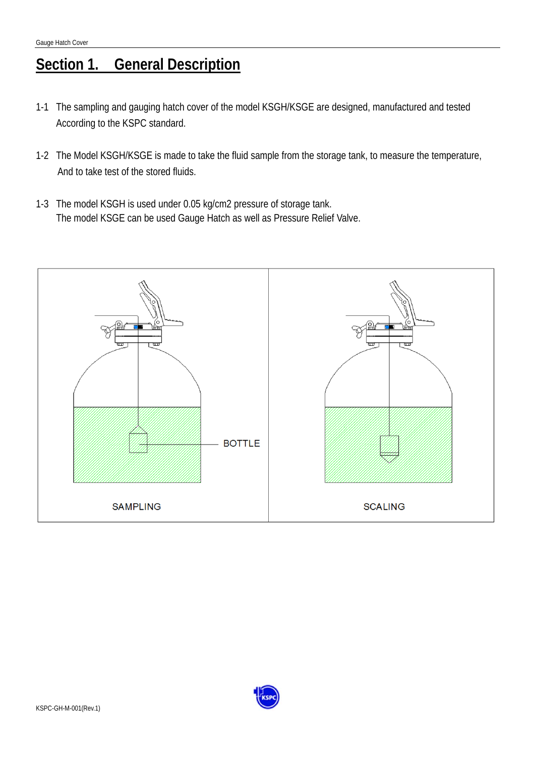# Section 1. General Description

1-1 The sampling and gauging hatch cover of the model KSGH/KSGE are designed, manufactured and tested According to the KSPC standard.

1-2 The Model KSGH/KSGE is made to take the fluid sample from the storage tank, to measure the temperature, And to take test of the stored fluids.

1-3 The model KSGH is used under 0.05 kg/cm2 pressure of storage tank.
The model KSGE can be used Gauge Hatch as well as Pressure Relief Valve.

BOTTLE

SAMPLING

SCALING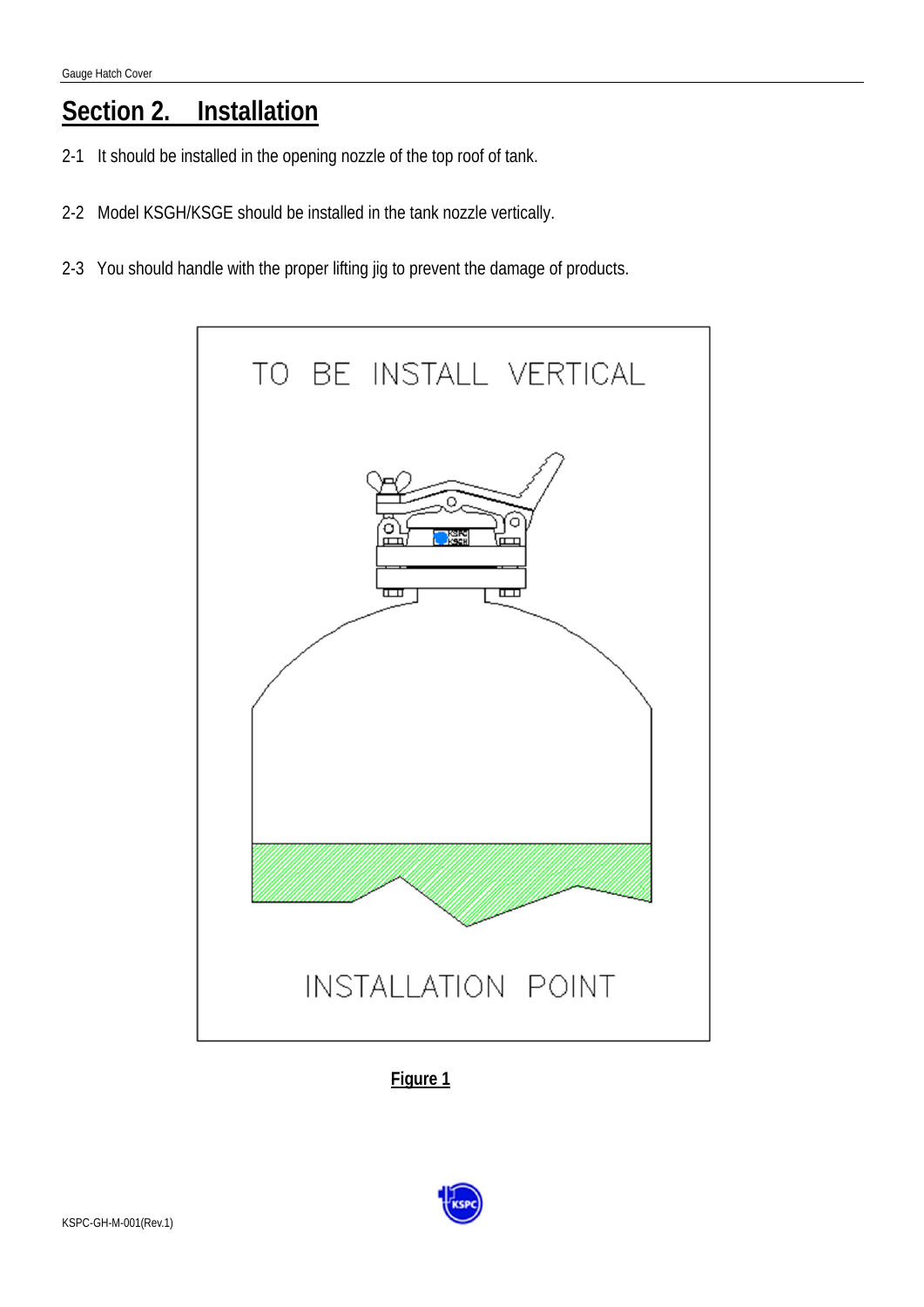## Section 2. Installation

2-1 It should be installed in the opening nozzle of the top roof of tank.

2-2 Model KSGH/KSGE should be installed in the tank nozzle vertically.

2-3 You should handle with the proper lifting jig to prevent the damage of products.

**Figure 1**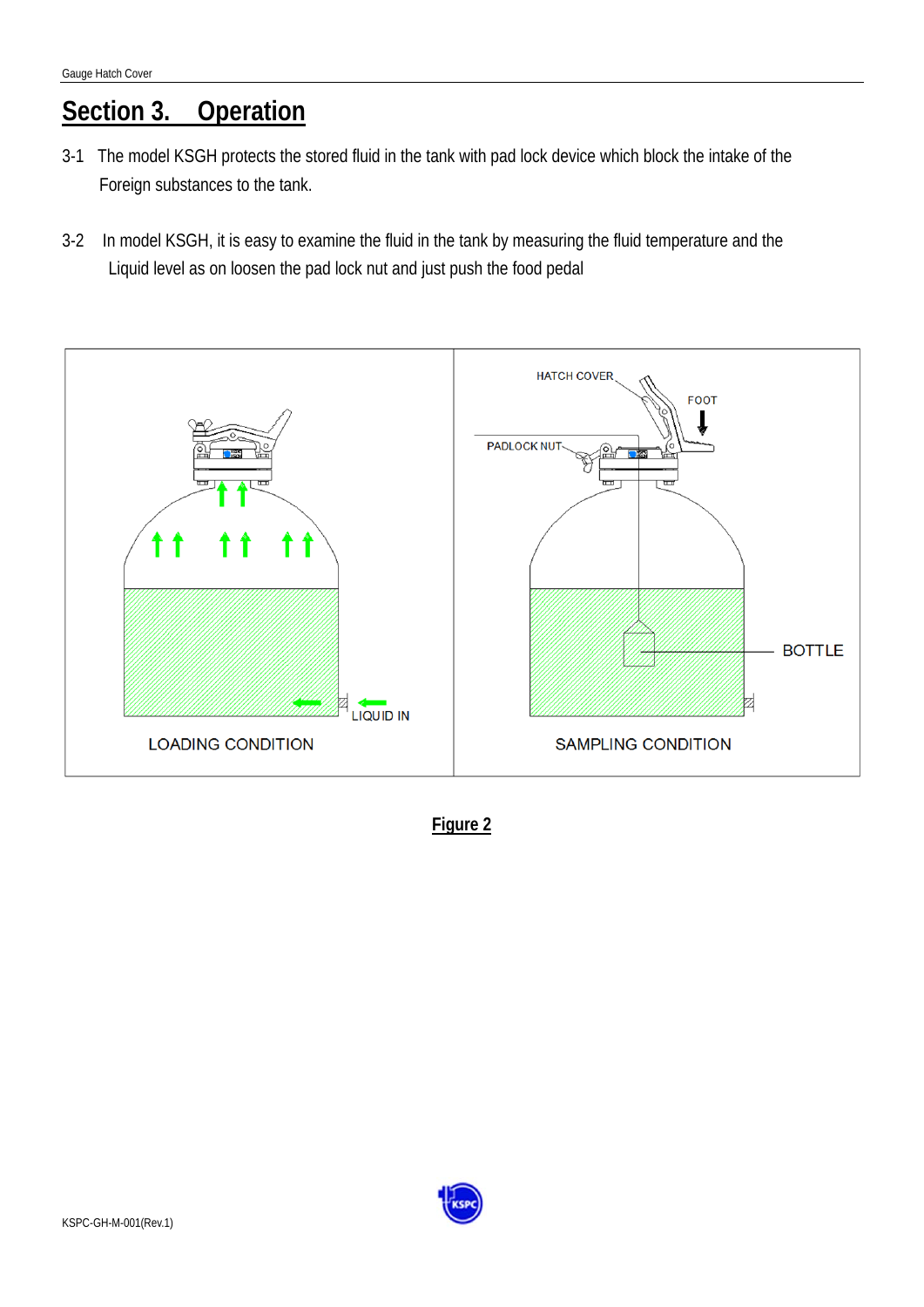# Section 3. Operation

3-1 The model KSGH protects the stored fluid in the tank with pad lock device which block the intake of the Foreign substances to the tank.

3-2 In model KSGH, it is easy to examine the fluid in the tank by measuring the fluid temperature and the Liquid level as on loosen the pad lock nut and just push the food pedal

**Figure 2**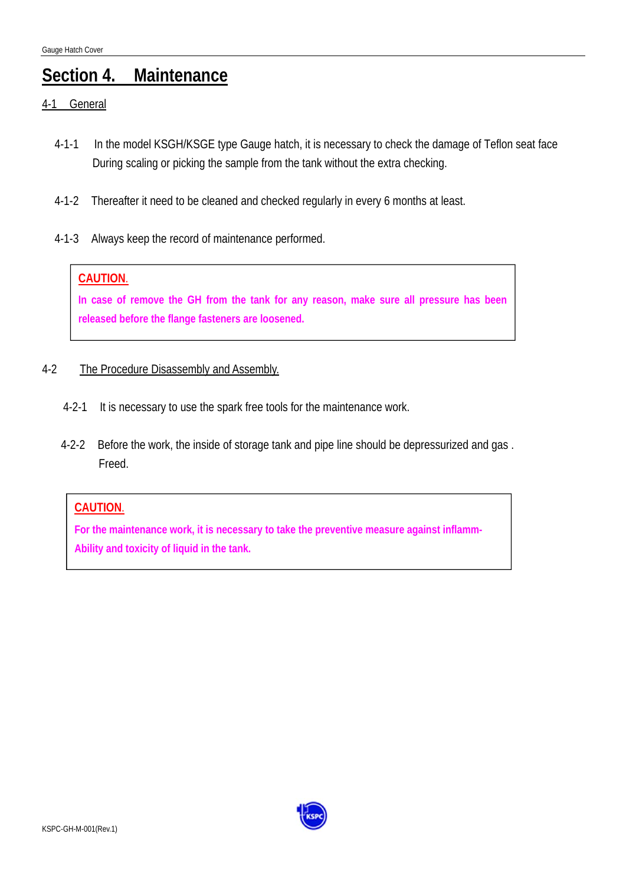# Section 4. Maintenance

## 4-1 General

4-1-1 In the model KSGH/KSGE type Gauge hatch, it is necessary to check the damage of Teflon seat face During scaling or picking the sample from the tank without the extra checking.

4-1-2 Thereafter it need to be cleaned and checked regularly in every 6 months at least.

4-1-3 Always keep the record of maintenance performed.

> **CAUTION.**
>
> **In case of remove the GH from the tank for any reason, make sure all pressure has been released before the flange fasteners are loosened.**

## 4-2 The Procedure Disassembly and Assembly.

4-2-1 It is necessary to use the spark free tools for the maintenance work.

4-2-2 Before the work, the inside of storage tank and pipe line should be depressurized and gas . Freed.

> **CAUTION.**
>
> **For the maintenance work, it is necessary to take the preventive measure against inflamm-Ability and toxicity of liquid in the tank.**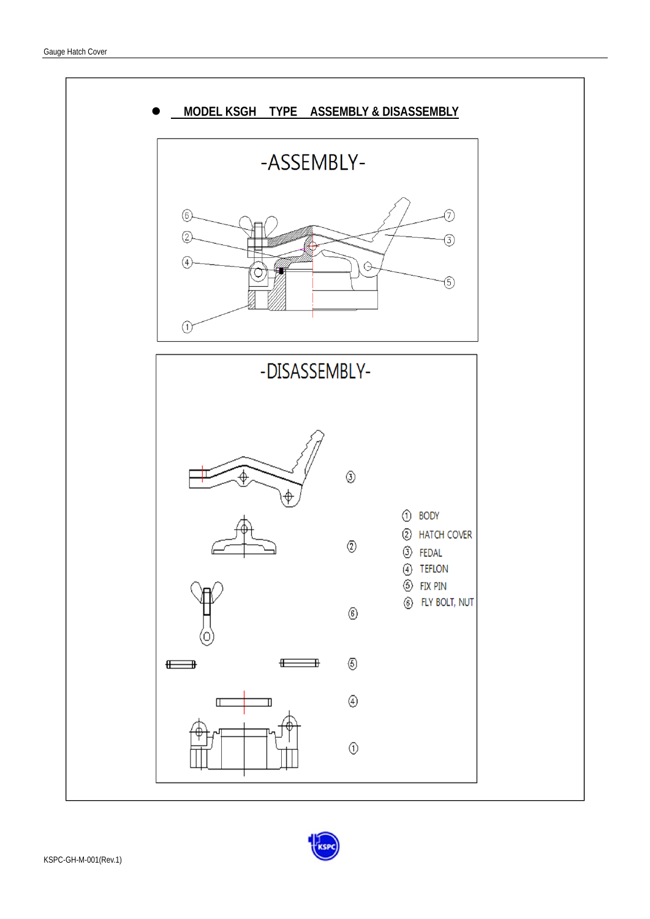## MODEL KSGH TYPE ASSEMBLY & DISASSEMBLY

-ASSEMBLY-

-DISASSEMBLY-

① BODY
② HATCH COVER
③ FEDAL
④ TEFLON
⑤ FIX PIN
⑥ FLY BOLT, NUT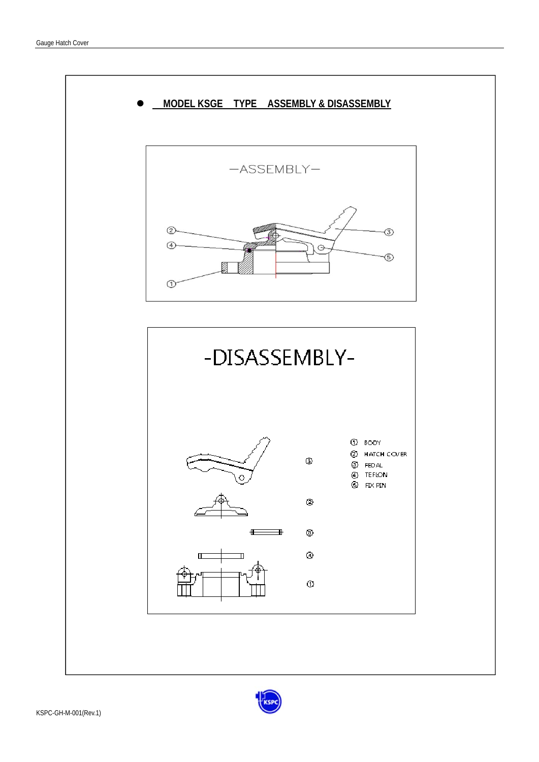- **MODEL KSGE TYPE ASSEMBLY & DISASSEMBLY**

—ASSEMBLY—

-DISASSEMBLY-

① BODY
② HATCH COVER
③ PEDAL
④ TEFLON
⑤ FIX PIN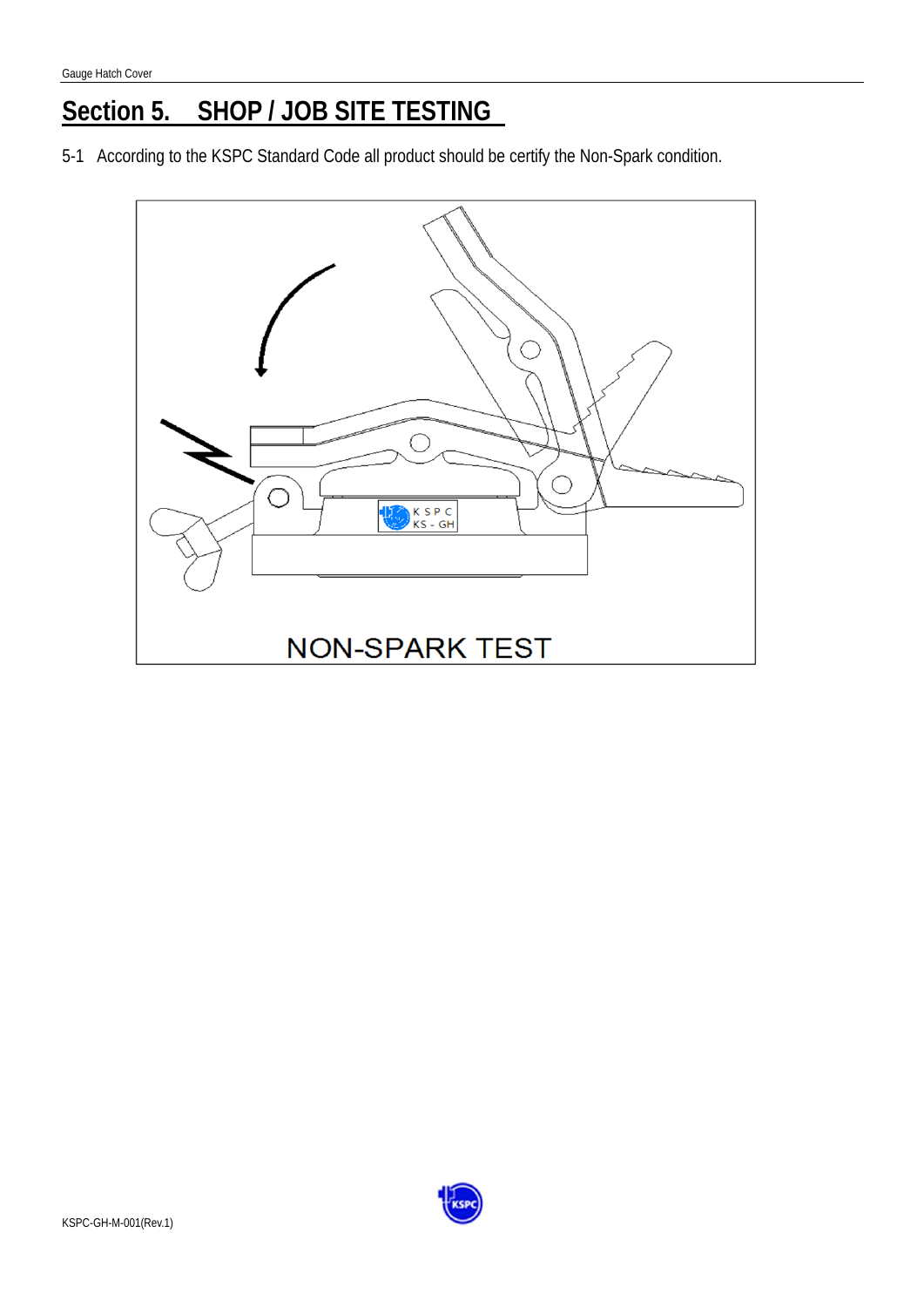# Section 5. SHOP / JOB SITE TESTING

5-1 According to the KSPC Standard Code all product should be certify the Non-Spark condition.

KSPC
KS - GH

NON-SPARK TEST